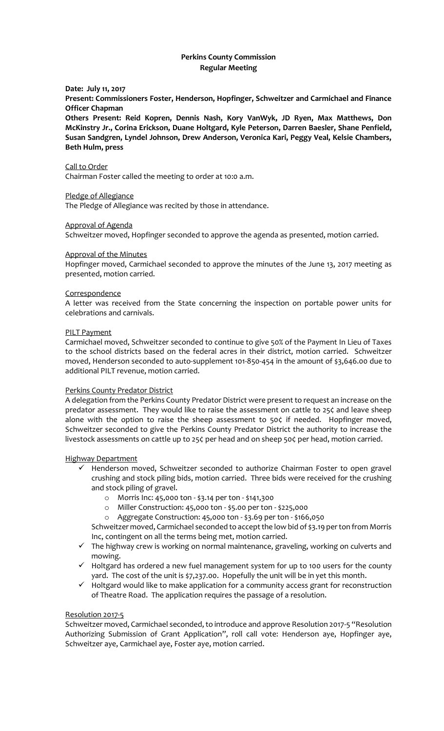**Perkins County Commission**
**Regular Meeting**

**Date: July 11, 2017**

**Present: Commissioners Foster, Henderson, Hopfinger, Schweitzer and Carmichael and Finance Officer Chapman**

**Others Present: Reid Kopren, Dennis Nash, Kory VanWyk, JD Ryen, Max Matthews, Don McKinstry Jr., Corina Erickson, Duane Holtgard, Kyle Peterson, Darren Baesler, Shane Penfield, Susan Sandgren, Lyndel Johnson, Drew Anderson, Veronica Kari, Peggy Veal, Kelsie Chambers, Beth Hulm, press**

Call to Order

Chairman Foster called the meeting to order at 10:0 a.m.

Pledge of Allegiance

The Pledge of Allegiance was recited by those in attendance.

Approval of Agenda

Schweitzer moved, Hopfinger seconded to approve the agenda as presented, motion carried.

Approval of the Minutes

Hopfinger moved, Carmichael seconded to approve the minutes of the June 13, 2017 meeting as presented, motion carried.

Correspondence

A letter was received from the State concerning the inspection on portable power units for celebrations and carnivals.

PILT Payment

Carmichael moved, Schweitzer seconded to continue to give 50% of the Payment In Lieu of Taxes to the school districts based on the federal acres in their district, motion carried. Schweitzer moved, Henderson seconded to auto-supplement 101-850-454 in the amount of $3,646.00 due to additional PILT revenue, motion carried.

Perkins County Predator District

A delegation from the Perkins County Predator District were present to request an increase on the predator assessment. They would like to raise the assessment on cattle to 25¢ and leave sheep alone with the option to raise the sheep assessment to 50¢ if needed. Hopfinger moved, Schweitzer seconded to give the Perkins County Predator District the authority to increase the livestock assessments on cattle up to 25¢ per head and on sheep 50¢ per head, motion carried.

Highway Department

- ✓ Henderson moved, Schweitzer seconded to authorize Chairman Foster to open gravel crushing and stock piling bids, motion carried. Three bids were received for the crushing and stock piling of gravel.
  - Morris Inc: 45,000 ton - $3.14 per ton - $141,300
  - Miller Construction: 45,000 ton - $5.00 per ton - $225,000
  - Aggregate Construction: 45,000 ton - $3.69 per ton - $166,050

  Schweitzer moved, Carmichael seconded to accept the low bid of $3.19 per ton from Morris Inc, contingent on all the terms being met, motion carried.
- ✓ The highway crew is working on normal maintenance, graveling, working on culverts and mowing.
- ✓ Holtgard has ordered a new fuel management system for up to 100 users for the county yard. The cost of the unit is $7,237.00. Hopefully the unit will be in yet this month.
- ✓ Holtgard would like to make application for a community access grant for reconstruction of Theatre Road. The application requires the passage of a resolution.

Resolution 2017-5

Schweitzer moved, Carmichael seconded, to introduce and approve Resolution 2017-5 "Resolution Authorizing Submission of Grant Application", roll call vote: Henderson aye, Hopfinger aye, Schweitzer aye, Carmichael aye, Foster aye, motion carried.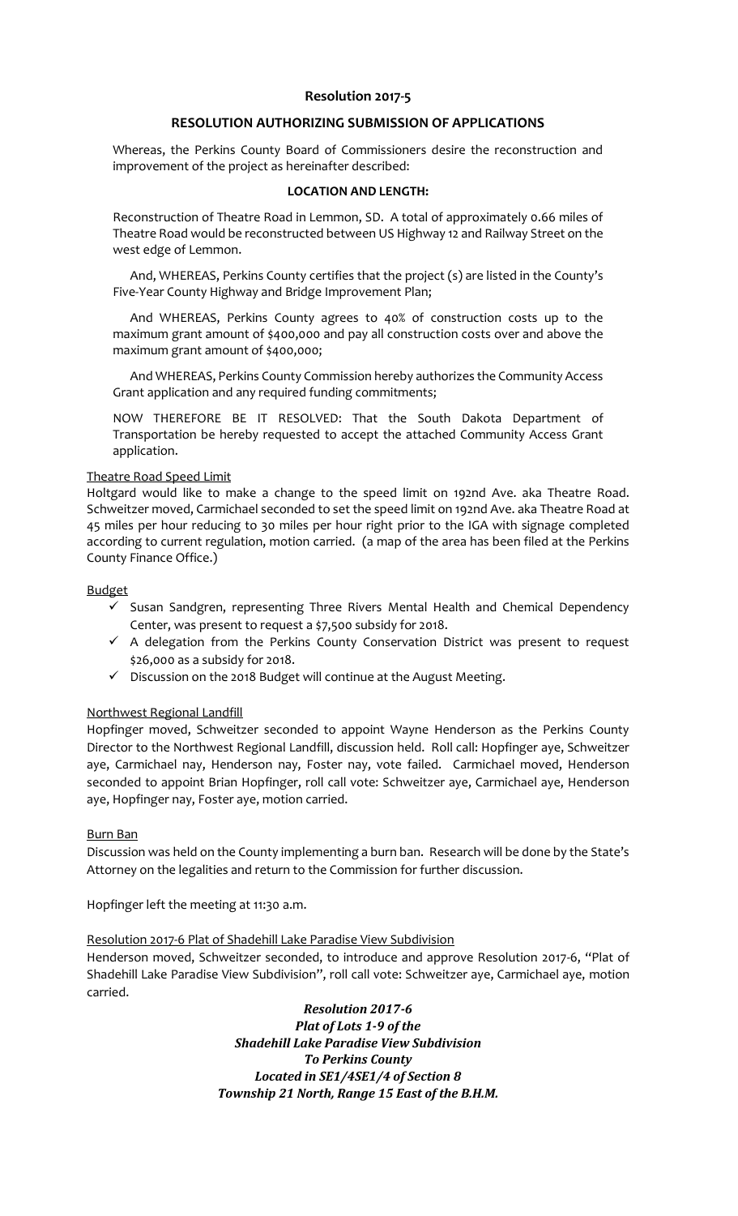## Resolution 2017-5

### RESOLUTION AUTHORIZING SUBMISSION OF APPLICATIONS

Whereas, the Perkins County Board of Commissioners desire the reconstruction and improvement of the project as hereinafter described:

**LOCATION AND LENGTH:**

Reconstruction of Theatre Road in Lemmon, SD. A total of approximately 0.66 miles of Theatre Road would be reconstructed between US Highway 12 and Railway Street on the west edge of Lemmon.

And, WHEREAS, Perkins County certifies that the project (s) are listed in the County's Five-Year County Highway and Bridge Improvement Plan;

And WHEREAS, Perkins County agrees to 40% of construction costs up to the maximum grant amount of $400,000 and pay all construction costs over and above the maximum grant amount of $400,000;

And WHEREAS, Perkins County Commission hereby authorizes the Community Access Grant application and any required funding commitments;

NOW THEREFORE BE IT RESOLVED: That the South Dakota Department of Transportation be hereby requested to accept the attached Community Access Grant application.

Theatre Road Speed Limit

Holtgard would like to make a change to the speed limit on 192nd Ave. aka Theatre Road. Schweitzer moved, Carmichael seconded to set the speed limit on 192nd Ave. aka Theatre Road at 45 miles per hour reducing to 30 miles per hour right prior to the IGA with signage completed according to current regulation, motion carried. (a map of the area has been filed at the Perkins County Finance Office.)

Budget

- ✓ Susan Sandgren, representing Three Rivers Mental Health and Chemical Dependency Center, was present to request a $7,500 subsidy for 2018.
- ✓ A delegation from the Perkins County Conservation District was present to request $26,000 as a subsidy for 2018.
- ✓ Discussion on the 2018 Budget will continue at the August Meeting.

Northwest Regional Landfill

Hopfinger moved, Schweitzer seconded to appoint Wayne Henderson as the Perkins County Director to the Northwest Regional Landfill, discussion held. Roll call: Hopfinger aye, Schweitzer aye, Carmichael nay, Henderson nay, Foster nay, vote failed. Carmichael moved, Henderson seconded to appoint Brian Hopfinger, roll call vote: Schweitzer aye, Carmichael aye, Henderson aye, Hopfinger nay, Foster aye, motion carried.

Burn Ban

Discussion was held on the County implementing a burn ban. Research will be done by the State's Attorney on the legalities and return to the Commission for further discussion.

Hopfinger left the meeting at 11:30 a.m.

Resolution 2017-6 Plat of Shadehill Lake Paradise View Subdivision

Henderson moved, Schweitzer seconded, to introduce and approve Resolution 2017-6, "Plat of Shadehill Lake Paradise View Subdivision", roll call vote: Schweitzer aye, Carmichael aye, motion carried.

***Resolution 2017-6***
***Plat of Lots 1-9 of the***
***Shadehill Lake Paradise View Subdivision***
***To Perkins County***
***Located in SE1/4SE1/4 of Section 8***
***Township 21 North, Range 15 East of the B.H.M.***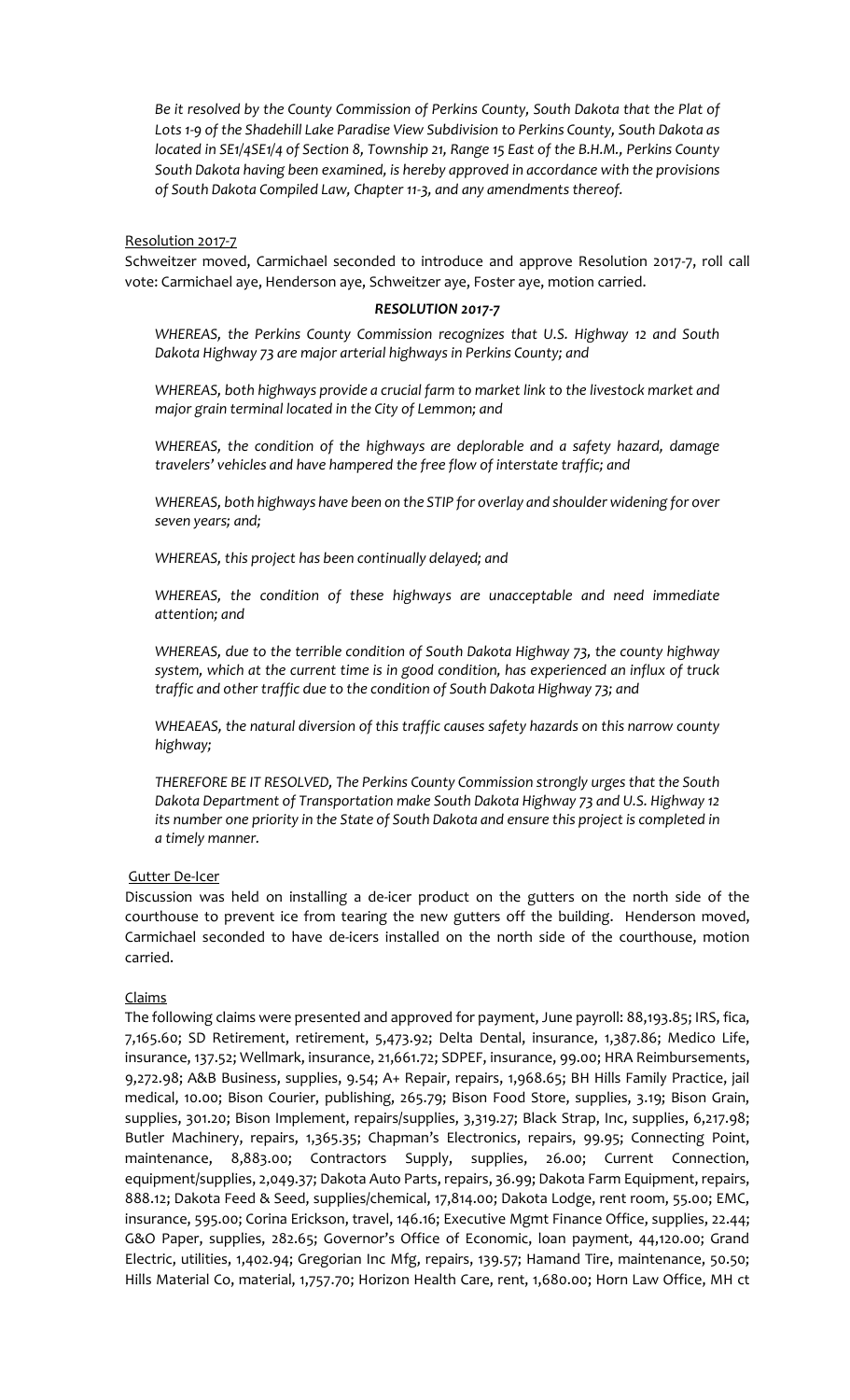*Be it resolved by the County Commission of Perkins County, South Dakota that the Plat of Lots 1-9 of the Shadehill Lake Paradise View Subdivision to Perkins County, South Dakota as located in SE1/4SE1/4 of Section 8, Township 21, Range 15 East of the B.H.M., Perkins County South Dakota having been examined, is hereby approved in accordance with the provisions of South Dakota Compiled Law, Chapter 11-3, and any amendments thereof.*

Resolution 2017-7

Schweitzer moved, Carmichael seconded to introduce and approve Resolution 2017-7, roll call vote: Carmichael aye, Henderson aye, Schweitzer aye, Foster aye, motion carried.

***RESOLUTION 2017-7***

*WHEREAS, the Perkins County Commission recognizes that U.S. Highway 12 and South Dakota Highway 73 are major arterial highways in Perkins County; and*

*WHEREAS, both highways provide a crucial farm to market link to the livestock market and major grain terminal located in the City of Lemmon; and*

*WHEREAS, the condition of the highways are deplorable and a safety hazard, damage travelers' vehicles and have hampered the free flow of interstate traffic; and*

*WHEREAS, both highways have been on the STIP for overlay and shoulder widening for over seven years; and;*

*WHEREAS, this project has been continually delayed; and*

*WHEREAS, the condition of these highways are unacceptable and need immediate attention; and*

*WHEREAS, due to the terrible condition of South Dakota Highway 73, the county highway system, which at the current time is in good condition, has experienced an influx of truck traffic and other traffic due to the condition of South Dakota Highway 73; and*

*WHEAEAS, the natural diversion of this traffic causes safety hazards on this narrow county highway;*

*THEREFORE BE IT RESOLVED, The Perkins County Commission strongly urges that the South Dakota Department of Transportation make South Dakota Highway 73 and U.S. Highway 12 its number one priority in the State of South Dakota and ensure this project is completed in a timely manner.*

Gutter De-Icer

Discussion was held on installing a de-icer product on the gutters on the north side of the courthouse to prevent ice from tearing the new gutters off the building. Henderson moved, Carmichael seconded to have de-icers installed on the north side of the courthouse, motion carried.

Claims

The following claims were presented and approved for payment, June payroll: 88,193.85; IRS, fica, 7,165.60; SD Retirement, retirement, 5,473.92; Delta Dental, insurance, 1,387.86; Medico Life, insurance, 137.52; Wellmark, insurance, 21,661.72; SDPEF, insurance, 99.00; HRA Reimbursements, 9,272.98; A&B Business, supplies, 9.54; A+ Repair, repairs, 1,968.65; BH Hills Family Practice, jail medical, 10.00; Bison Courier, publishing, 265.79; Bison Food Store, supplies, 3.19; Bison Grain, supplies, 301.20; Bison Implement, repairs/supplies, 3,319.27; Black Strap, Inc, supplies, 6,217.98; Butler Machinery, repairs, 1,365.35; Chapman's Electronics, repairs, 99.95; Connecting Point, maintenance, 8,883.00; Contractors Supply, supplies, 26.00; Current Connection, equipment/supplies, 2,049.37; Dakota Auto Parts, repairs, 36.99; Dakota Farm Equipment, repairs, 888.12; Dakota Feed & Seed, supplies/chemical, 17,814.00; Dakota Lodge, rent room, 55.00; EMC, insurance, 595.00; Corina Erickson, travel, 146.16; Executive Mgmt Finance Office, supplies, 22.44; G&O Paper, supplies, 282.65; Governor's Office of Economic, loan payment, 44,120.00; Grand Electric, utilities, 1,402.94; Gregorian Inc Mfg, repairs, 139.57; Hamand Tire, maintenance, 50.50; Hills Material Co, material, 1,757.70; Horizon Health Care, rent, 1,680.00; Horn Law Office, MH ct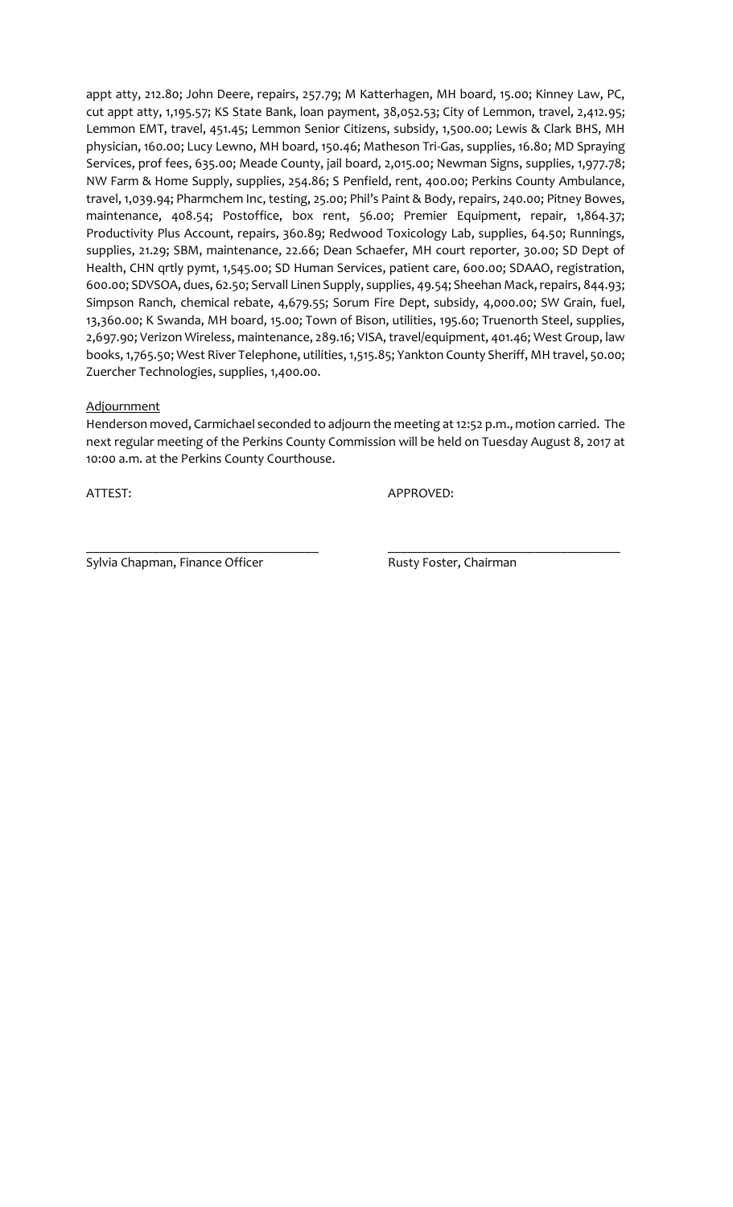appt atty, 212.80; John Deere, repairs, 257.79; M Katterhagen, MH board, 15.00; Kinney Law, PC, cut appt atty, 1,195.57; KS State Bank, loan payment, 38,052.53; City of Lemmon, travel, 2,412.95; Lemmon EMT, travel, 451.45; Lemmon Senior Citizens, subsidy, 1,500.00; Lewis & Clark BHS, MH physician, 160.00; Lucy Lewno, MH board, 150.46; Matheson Tri-Gas, supplies, 16.80; MD Spraying Services, prof fees, 635.00; Meade County, jail board, 2,015.00; Newman Signs, supplies, 1,977.78; NW Farm & Home Supply, supplies, 254.86; S Penfield, rent, 400.00; Perkins County Ambulance, travel, 1,039.94; Pharmchem Inc, testing, 25.00; Phil's Paint & Body, repairs, 240.00; Pitney Bowes, maintenance, 408.54; Postoffice, box rent, 56.00; Premier Equipment, repair, 1,864.37; Productivity Plus Account, repairs, 360.89; Redwood Toxicology Lab, supplies, 64.50; Runnings, supplies, 21.29; SBM, maintenance, 22.66; Dean Schaefer, MH court reporter, 30.00; SD Dept of Health, CHN qrtly pymt, 1,545.00; SD Human Services, patient care, 600.00; SDAAO, registration, 600.00; SDVSOA, dues, 62.50; Servall Linen Supply, supplies, 49.54; Sheehan Mack, repairs, 844.93; Simpson Ranch, chemical rebate, 4,679.55; Sorum Fire Dept, subsidy, 4,000.00; SW Grain, fuel, 13,360.00; K Swanda, MH board, 15.00; Town of Bison, utilities, 195.60; Truenorth Steel, supplies, 2,697.90; Verizon Wireless, maintenance, 289.16; VISA, travel/equipment, 401.46; West Group, law books, 1,765.50; West River Telephone, utilities, 1,515.85; Yankton County Sheriff, MH travel, 50.00; Zuercher Technologies, supplies, 1,400.00.

Adjournment

Henderson moved, Carmichael seconded to adjourn the meeting at 12:52 p.m., motion carried. The next regular meeting of the Perkins County Commission will be held on Tuesday August 8, 2017 at 10:00 a.m. at the Perkins County Courthouse.

ATTEST: APPROVED:

\_\_\_\_\_\_\_\_\_\_\_\_\_\_\_\_\_\_\_\_\_\_\_\_\_\_\_\_\_\_\_\_\_\_ \_\_\_\_\_\_\_\_\_\_\_\_\_\_\_\_\_\_\_\_\_\_\_\_\_\_\_\_\_\_\_\_\_\_

Sylvia Chapman, Finance Officer Rusty Foster, Chairman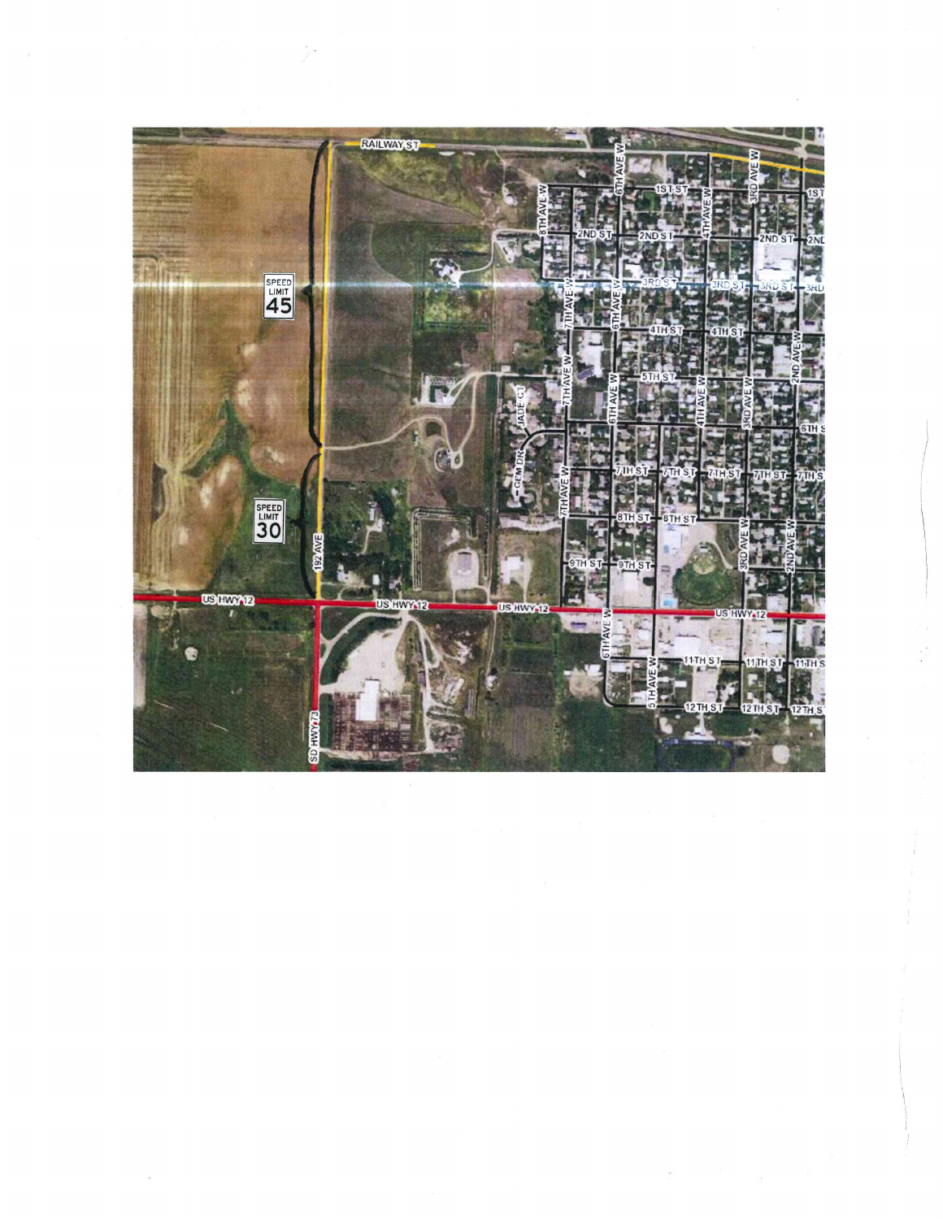RAILWAY ST

SPEED LIMIT 45

SPEED LIMIT 30

192 AVE

US HWY 12

SD HWY 73

8TH AVE W

7TH AVE W

6TH AVE W

5TH AVE W

4TH AVE W

3RD AVE W

2ND AVE W

1ST ST

2ND ST

3RD ST

4TH ST

5TH ST

6TH ST

7TH ST

8TH ST

9TH ST

11TH ST

12TH ST

JADE CT

GEM DR